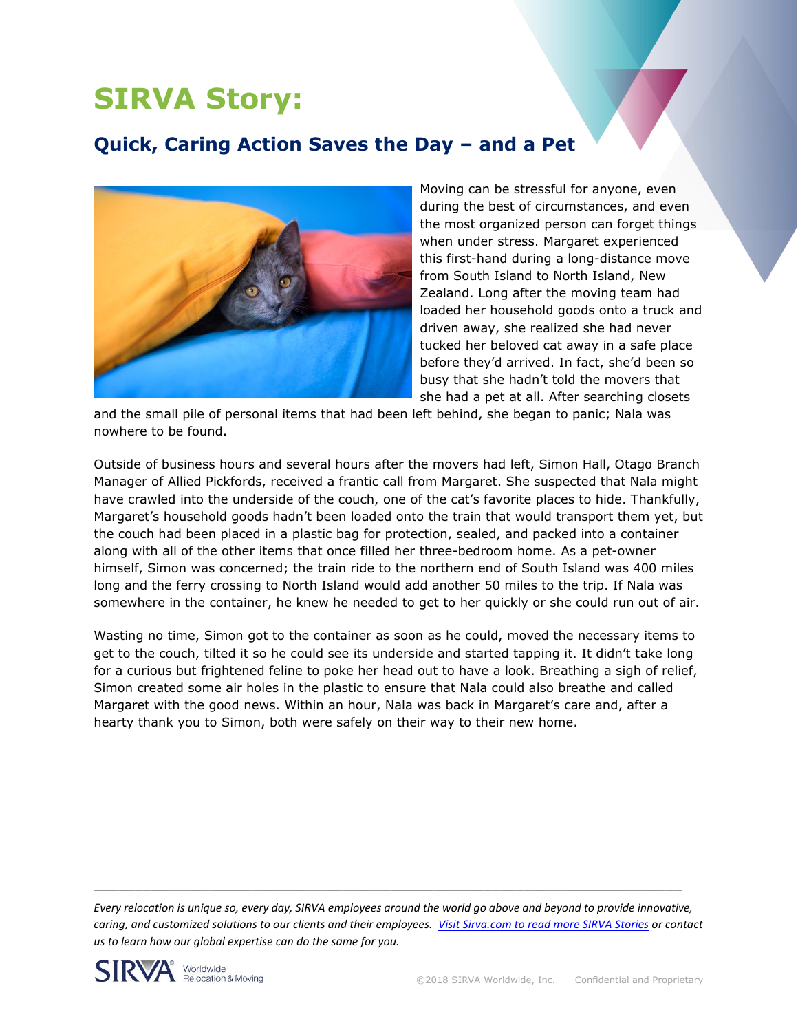# SIRVA Story:

## Quick, Caring Action Saves the Day – and a Pet

Moving can be stressful for anyone, even during the best of circumstances, and even the most organized person can forget things when under stress. Margaret experienced this first-hand during a long-distance move from South Island to North Island, New Zealand. Long after the moving team had loaded her household goods onto a truck and driven away, she realized she had never tucked her beloved cat away in a safe place before they'd arrived. In fact, she'd been so busy that she hadn't told the movers that she had a pet at all. After searching closets and the small pile of personal items that had been left behind, she began to panic; Nala was nowhere to be found.

Outside of business hours and several hours after the movers had left, Simon Hall, Otago Branch Manager of Allied Pickfords, received a frantic call from Margaret. She suspected that Nala might have crawled into the underside of the couch, one of the cat's favorite places to hide. Thankfully, Margaret's household goods hadn't been loaded onto the train that would transport them yet, but the couch had been placed in a plastic bag for protection, sealed, and packed into a container along with all of the other items that once filled her three-bedroom home. As a pet-owner himself, Simon was concerned; the train ride to the northern end of South Island was 400 miles long and the ferry crossing to North Island would add another 50 miles to the trip. If Nala was somewhere in the container, he knew he needed to get to her quickly or she could run out of air.

Wasting no time, Simon got to the container as soon as he could, moved the necessary items to get to the couch, tilted it so he could see its underside and started tapping it. It didn't take long for a curious but frightened feline to poke her head out to have a look. Breathing a sigh of relief, Simon created some air holes in the plastic to ensure that Nala could also breathe and called Margaret with the good news. Within an hour, Nala was back in Margaret's care and, after a hearty thank you to Simon, both were safely on their way to their new home.

---

*Every relocation is unique so, every day, SIRVA employees around the world go above and beyond to provide innovative, caring, and customized solutions to our clients and their employees. [Visit Sirva.com to read more SIRVA Stories](https://www.sirva.com) or contact us to learn how our global expertise can do the same for you.*

SIRVA® Worldwide Relocation & Moving

©2018 SIRVA Worldwide, Inc. Confidential and Proprietary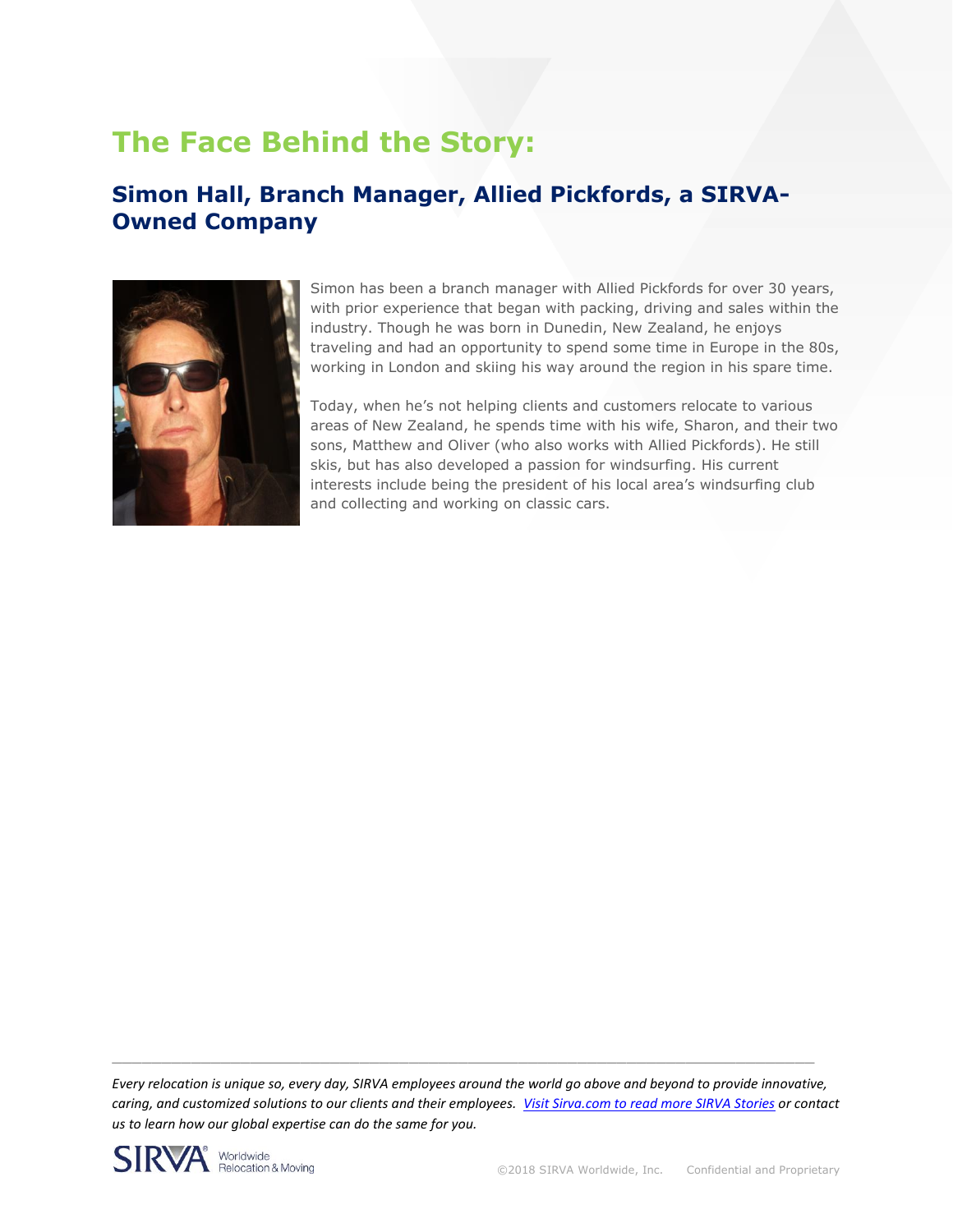# The Face Behind the Story:

## Simon Hall, Branch Manager, Allied Pickfords, a SIRVA-Owned Company

Simon has been a branch manager with Allied Pickfords for over 30 years, with prior experience that began with packing, driving and sales within the industry. Though he was born in Dunedin, New Zealand, he enjoys traveling and had an opportunity to spend some time in Europe in the 80s, working in London and skiing his way around the region in his spare time.

Today, when he's not helping clients and customers relocate to various areas of New Zealand, he spends time with his wife, Sharon, and their two sons, Matthew and Oliver (who also works with Allied Pickfords). He still skis, but has also developed a passion for windsurfing. His current interests include being the president of his local area's windsurfing club and collecting and working on classic cars.

---

*Every relocation is unique so, every day, SIRVA employees around the world go above and beyond to provide innovative, caring, and customized solutions to our clients and their employees. [Visit Sirva.com to read more SIRVA Stories](#) or contact us to learn how our global expertise can do the same for you.*

SIRVA® Worldwide Relocation & Moving

©2018 SIRVA Worldwide, Inc. Confidential and Proprietary